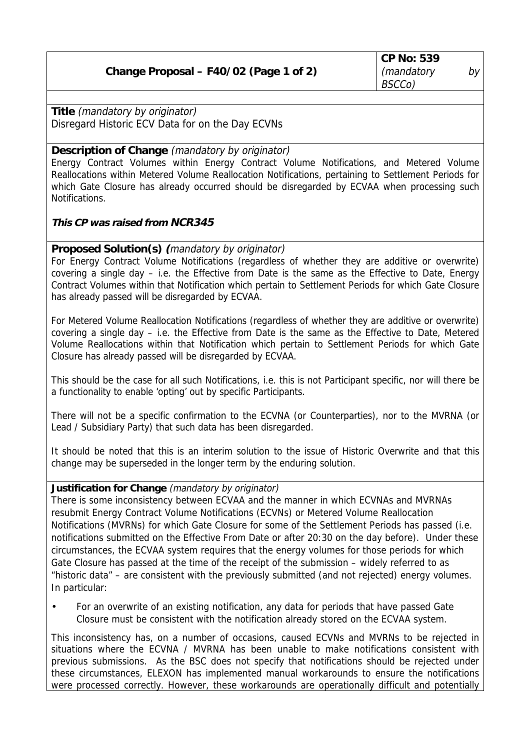| Change Proposal – F40/02 (Page 1 of 2) | CP No: 539 *(mandatory by BSCCo)* |
|---|---|

**Title** *(mandatory by originator)*
Disregard Historic ECV Data for on the Day ECVNs

**Description of Change** *(mandatory by originator)*
Energy Contract Volumes within Energy Contract Volume Notifications, and Metered Volume Reallocations within Metered Volume Reallocation Notifications, pertaining to Settlement Periods for which Gate Closure has already occurred should be disregarded by ECVAA when processing such Notifications.

***This CP was raised from NCR345***

**Proposed Solution(s)** *(mandatory by originator)*
For Energy Contract Volume Notifications (regardless of whether they are additive or overwrite) covering a single day – i.e. the Effective from Date is the same as the Effective to Date, Energy Contract Volumes within that Notification which pertain to Settlement Periods for which Gate Closure has already passed will be disregarded by ECVAA.

For Metered Volume Reallocation Notifications (regardless of whether they are additive or overwrite) covering a single day – i.e. the Effective from Date is the same as the Effective to Date, Metered Volume Reallocations within that Notification which pertain to Settlement Periods for which Gate Closure has already passed will be disregarded by ECVAA.

This should be the case for all such Notifications, i.e. this is not Participant specific, nor will there be a functionality to enable 'opting' out by specific Participants.

There will not be a specific confirmation to the ECVNA (or Counterparties), nor to the MVRNA (or Lead / Subsidiary Party) that such data has been disregarded.

It should be noted that this is an interim solution to the issue of Historic Overwrite and that this change may be superseded in the longer term by the enduring solution.

**Justification for Change** *(mandatory by originator)*
There is some inconsistency between ECVAA and the manner in which ECVNAs and MVRNAs resubmit Energy Contract Volume Notifications (ECVNs) or Metered Volume Reallocation Notifications (MVRNs) for which Gate Closure for some of the Settlement Periods has passed (i.e. notifications submitted on the Effective From Date or after 20:30 on the day before). Under these circumstances, the ECVAA system requires that the energy volumes for those periods for which Gate Closure has passed at the time of the receipt of the submission – widely referred to as "historic data" – are consistent with the previously submitted (and not rejected) energy volumes. In particular:

- For an overwrite of an existing notification, any data for periods that have passed Gate Closure must be consistent with the notification already stored on the ECVAA system.

This inconsistency has, on a number of occasions, caused ECVNs and MVRNs to be rejected in situations where the ECVNA / MVRNA has been unable to make notifications consistent with previous submissions. As the BSC does not specify that notifications should be rejected under these circumstances, ELEXON has implemented manual workarounds to ensure the notifications were processed correctly. However, these workarounds are operationally difficult and potentially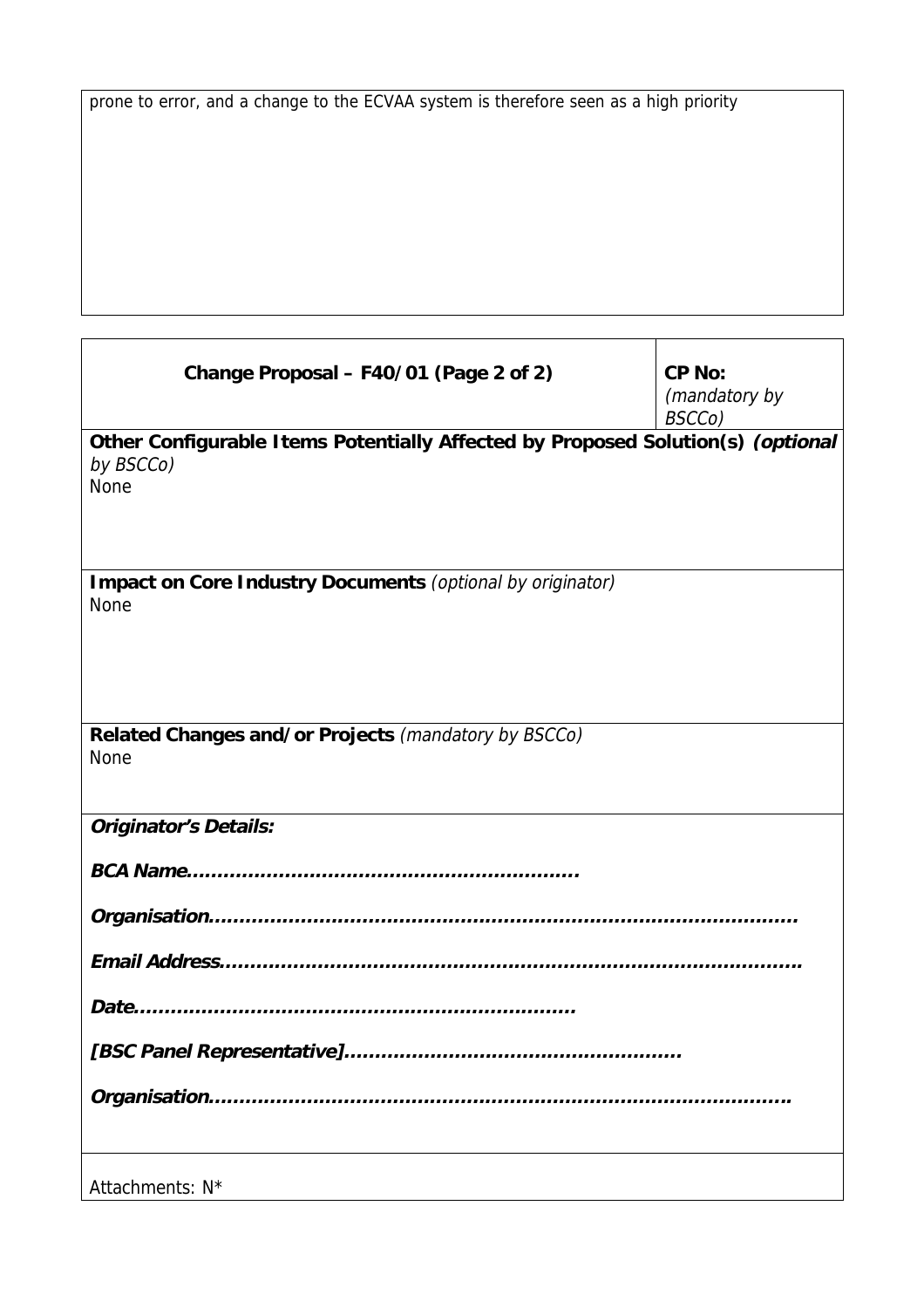prone to error, and a change to the ECVAA system is therefore seen as a high priority

| **Change Proposal – F40/01 (Page 2 of 2)** | **CP No:** *(mandatory by BSCCo)* |
|---|---|

**Other Configurable Items Potentially Affected by Proposed Solution(s)** ***(optional** by BSCCo)*

None

**Impact on Core Industry Documents** *(optional by originator)*

None

**Related Changes and/or Projects** *(mandatory by BSCCo)*

None

***Originator's Details:***

***BCA Name………………………………………………………***

***Organisation………………………………………………………………………………***

***Email Address……………………………………………………………………………….***

***Date……………………………………………………………***

***[BSC Panel Representative]……………………………………………***

***Organisation…………………………………………………………………………….***

Attachments: N*